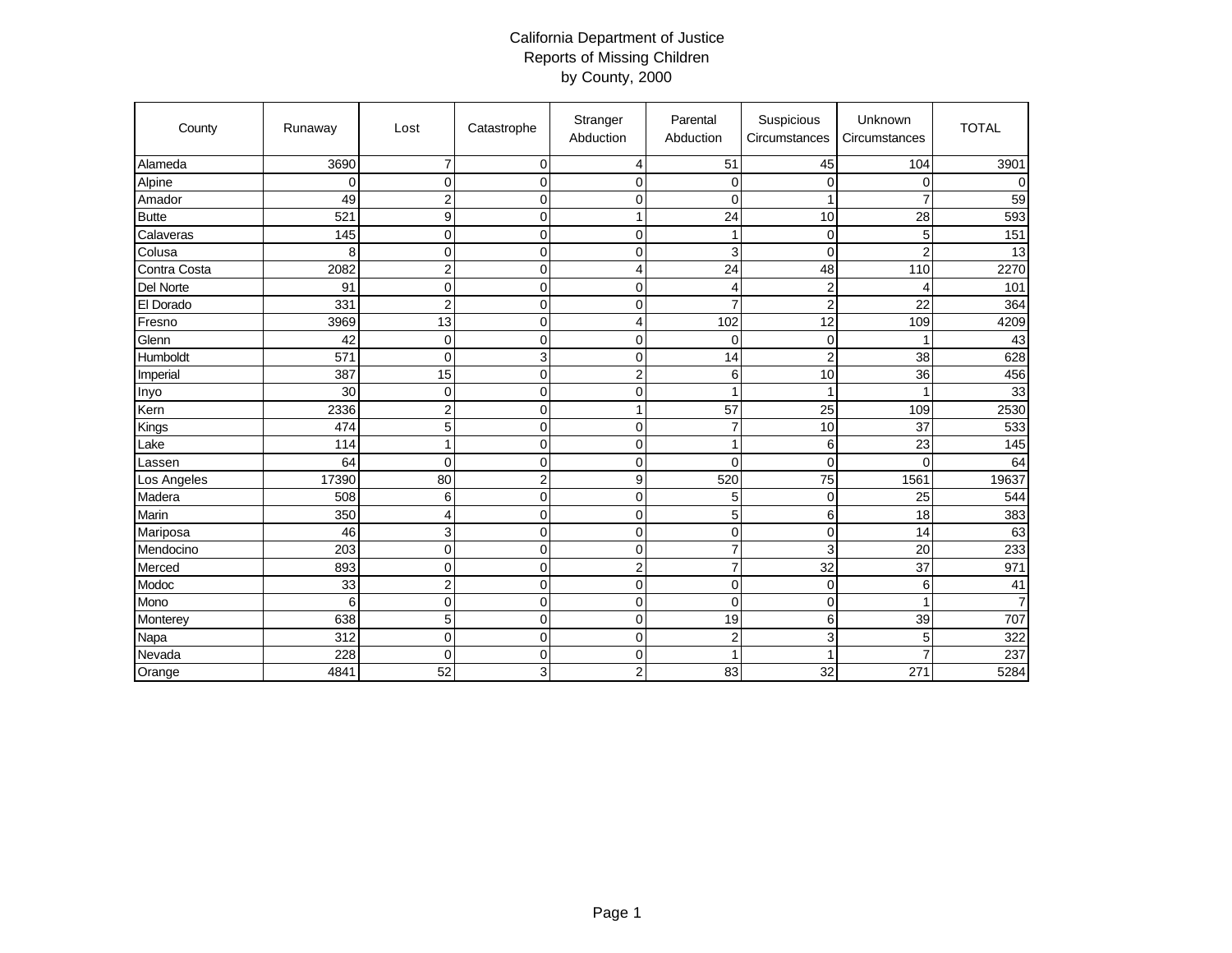# California Department of Justice
## Reports of Missing Children
### by County, 2000

| County | Runaway | Lost | Catastrophe | Stranger Abduction | Parental Abduction | Suspicious Circumstances | Unknown Circumstances | TOTAL |
|---|---|---|---|---|---|---|---|---|
| Alameda | 3690 | 7 | 0 | 4 | 51 | 45 | 104 | 3901 |
| Alpine | 0 | 0 | 0 | 0 | 0 | 0 | 0 | 0 |
| Amador | 49 | 2 | 0 | 0 | 0 | 1 | 7 | 59 |
| Butte | 521 | 9 | 0 | 1 | 24 | 10 | 28 | 593 |
| Calaveras | 145 | 0 | 0 | 0 | 1 | 0 | 5 | 151 |
| Colusa | 8 | 0 | 0 | 0 | 3 | 0 | 2 | 13 |
| Contra Costa | 2082 | 2 | 0 | 4 | 24 | 48 | 110 | 2270 |
| Del Norte | 91 | 0 | 0 | 0 | 4 | 2 | 4 | 101 |
| El Dorado | 331 | 2 | 0 | 0 | 7 | 2 | 22 | 364 |
| Fresno | 3969 | 13 | 0 | 4 | 102 | 12 | 109 | 4209 |
| Glenn | 42 | 0 | 0 | 0 | 0 | 0 | 1 | 43 |
| Humboldt | 571 | 0 | 3 | 0 | 14 | 2 | 38 | 628 |
| Imperial | 387 | 15 | 0 | 2 | 6 | 10 | 36 | 456 |
| Inyo | 30 | 0 | 0 | 0 | 1 | 1 | 1 | 33 |
| Kern | 2336 | 2 | 0 | 1 | 57 | 25 | 109 | 2530 |
| Kings | 474 | 5 | 0 | 0 | 7 | 10 | 37 | 533 |
| Lake | 114 | 1 | 0 | 0 | 1 | 6 | 23 | 145 |
| Lassen | 64 | 0 | 0 | 0 | 0 | 0 | 0 | 64 |
| Los Angeles | 17390 | 80 | 2 | 9 | 520 | 75 | 1561 | 19637 |
| Madera | 508 | 6 | 0 | 0 | 5 | 0 | 25 | 544 |
| Marin | 350 | 4 | 0 | 0 | 5 | 6 | 18 | 383 |
| Mariposa | 46 | 3 | 0 | 0 | 0 | 0 | 14 | 63 |
| Mendocino | 203 | 0 | 0 | 0 | 7 | 3 | 20 | 233 |
| Merced | 893 | 0 | 0 | 2 | 7 | 32 | 37 | 971 |
| Modoc | 33 | 2 | 0 | 0 | 0 | 0 | 6 | 41 |
| Mono | 6 | 0 | 0 | 0 | 0 | 0 | 1 | 7 |
| Monterey | 638 | 5 | 0 | 0 | 19 | 6 | 39 | 707 |
| Napa | 312 | 0 | 0 | 0 | 2 | 3 | 5 | 322 |
| Nevada | 228 | 0 | 0 | 0 | 1 | 1 | 7 | 237 |
| Orange | 4841 | 52 | 3 | 2 | 83 | 32 | 271 | 5284 |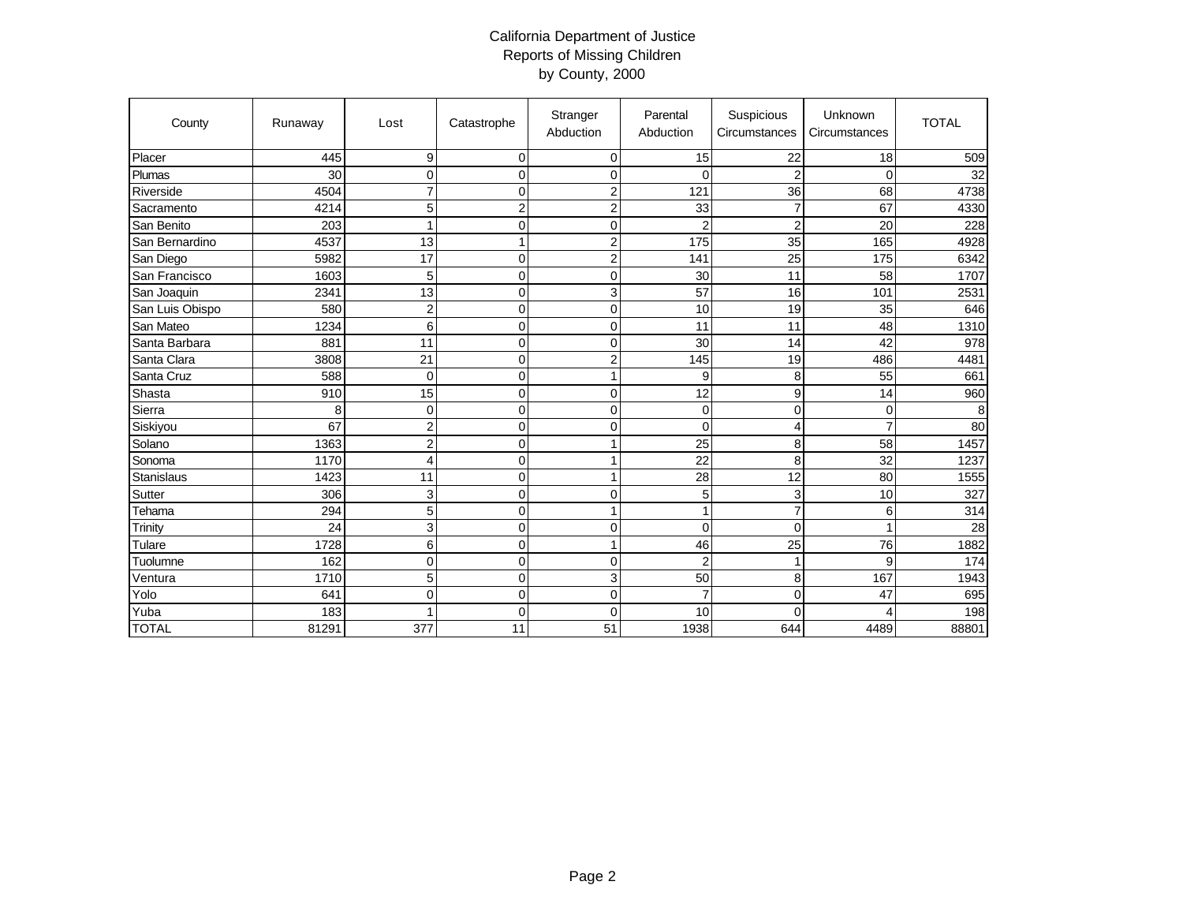# California Department of Justice
## Reports of Missing Children
## by County, 2000

| County | Runaway | Lost | Catastrophe | Stranger Abduction | Parental Abduction | Suspicious Circumstances | Unknown Circumstances | TOTAL |
|---|---|---|---|---|---|---|---|---|
| Placer | 445 | 9 | 0 | 0 | 15 | 22 | 18 | 509 |
| Plumas | 30 | 0 | 0 | 0 | 0 | 2 | 0 | 32 |
| Riverside | 4504 | 7 | 0 | 2 | 121 | 36 | 68 | 4738 |
| Sacramento | 4214 | 5 | 2 | 2 | 33 | 7 | 67 | 4330 |
| San Benito | 203 | 1 | 0 | 0 | 2 | 2 | 20 | 228 |
| San Bernardino | 4537 | 13 | 1 | 2 | 175 | 35 | 165 | 4928 |
| San Diego | 5982 | 17 | 0 | 2 | 141 | 25 | 175 | 6342 |
| San Francisco | 1603 | 5 | 0 | 0 | 30 | 11 | 58 | 1707 |
| San Joaquin | 2341 | 13 | 0 | 3 | 57 | 16 | 101 | 2531 |
| San Luis Obispo | 580 | 2 | 0 | 0 | 10 | 19 | 35 | 646 |
| San Mateo | 1234 | 6 | 0 | 0 | 11 | 11 | 48 | 1310 |
| Santa Barbara | 881 | 11 | 0 | 0 | 30 | 14 | 42 | 978 |
| Santa Clara | 3808 | 21 | 0 | 2 | 145 | 19 | 486 | 4481 |
| Santa Cruz | 588 | 0 | 0 | 1 | 9 | 8 | 55 | 661 |
| Shasta | 910 | 15 | 0 | 0 | 12 | 9 | 14 | 960 |
| Sierra | 8 | 0 | 0 | 0 | 0 | 0 | 0 | 8 |
| Siskiyou | 67 | 2 | 0 | 0 | 0 | 4 | 7 | 80 |
| Solano | 1363 | 2 | 0 | 1 | 25 | 8 | 58 | 1457 |
| Sonoma | 1170 | 4 | 0 | 1 | 22 | 8 | 32 | 1237 |
| Stanislaus | 1423 | 11 | 0 | 1 | 28 | 12 | 80 | 1555 |
| Sutter | 306 | 3 | 0 | 0 | 5 | 3 | 10 | 327 |
| Tehama | 294 | 5 | 0 | 1 | 1 | 7 | 6 | 314 |
| Trinity | 24 | 3 | 0 | 0 | 0 | 0 | 1 | 28 |
| Tulare | 1728 | 6 | 0 | 1 | 46 | 25 | 76 | 1882 |
| Tuolumne | 162 | 0 | 0 | 0 | 2 | 1 | 9 | 174 |
| Ventura | 1710 | 5 | 0 | 3 | 50 | 8 | 167 | 1943 |
| Yolo | 641 | 0 | 0 | 0 | 7 | 0 | 47 | 695 |
| Yuba | 183 | 1 | 0 | 0 | 10 | 0 | 4 | 198 |
| TOTAL | 81291 | 377 | 11 | 51 | 1938 | 644 | 4489 | 88801 |